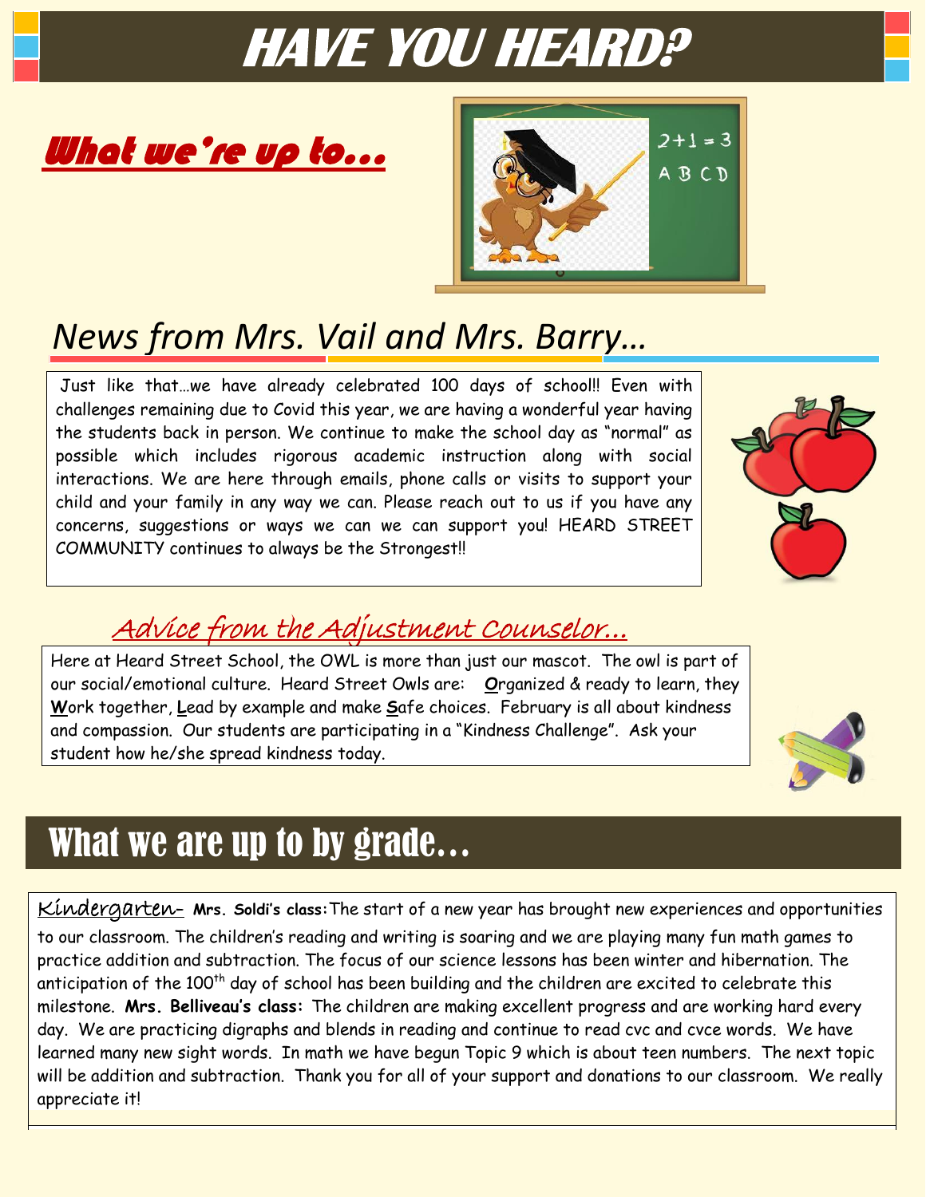# HAVE YOU HEARD?

## *What we're up to...*

## *News from Mrs. Vail and Mrs. Barry…*

Just like that…we have already celebrated 100 days of school!! Even with challenges remaining due to Covid this year, we are having a wonderful year having the students back in person. We continue to make the school day as "normal" as possible which includes rigorous academic instruction along with social interactions. We are here through emails, phone calls or visits to support your child and your family in any way we can. Please reach out to us if you have any concerns, suggestions or ways we can we can support you! HEARD STREET COMMUNITY continues to always be the Strongest!!

## *Advice from the Adjustment Counselor…*

Here at Heard Street School, the OWL is more than just our mascot. The owl is part of our social/emotional culture. Heard Street Owls are: **O**rganized & ready to learn, they **W**ork together, **L**ead by example and make **S**afe choices. February is all about kindness and compassion. Our students are participating in a "Kindness Challenge". Ask your student how he/she spread kindness today.

## What we are up to by grade…

Kindergarten- **Mrs. Soldi's class:** The start of a new year has brought new experiences and opportunities to our classroom. The children's reading and writing is soaring and we are playing many fun math games to practice addition and subtraction. The focus of our science lessons has been winter and hibernation. The anticipation of the 100th day of school has been building and the children are excited to celebrate this milestone. **Mrs. Belliveau's class:** The children are making excellent progress and are working hard every day. We are practicing digraphs and blends in reading and continue to read cvc and cvce words. We have learned many new sight words. In math we have begun Topic 9 which is about teen numbers. The next topic will be addition and subtraction. Thank you for all of your support and donations to our classroom. We really appreciate it!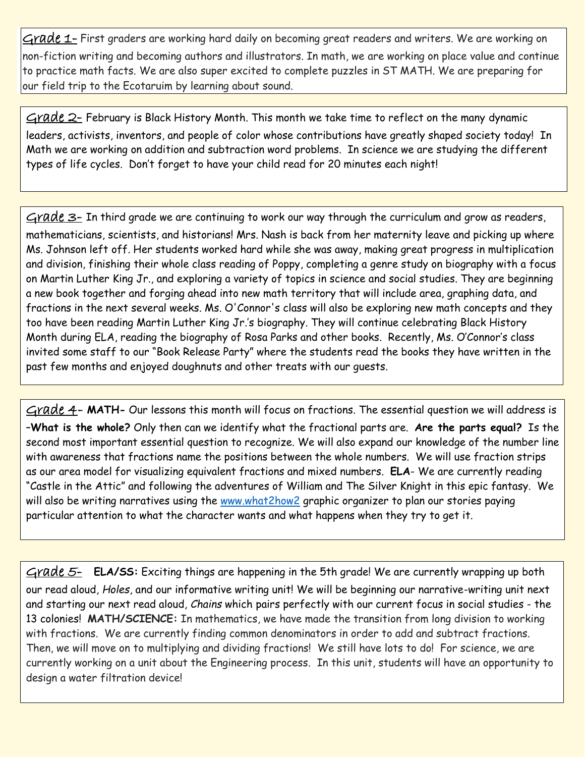**Grade 1-** First graders are working hard daily on becoming great readers and writers. We are working on non-fiction writing and becoming authors and illustrators. In math, we are working on place value and continue to practice math facts. We are also super excited to complete puzzles in ST MATH. We are preparing for our field trip to the Ecotaruim by learning about sound.

**Grade 2-** February is Black History Month. This month we take time to reflect on the many dynamic leaders, activists, inventors, and people of color whose contributions have greatly shaped society today! In Math we are working on addition and subtraction word problems. In science we are studying the different types of life cycles. Don't forget to have your child read for 20 minutes each night!

**Grade 3-** In third grade we are continuing to work our way through the curriculum and grow as readers, mathematicians, scientists, and historians! Mrs. Nash is back from her maternity leave and picking up where Ms. Johnson left off. Her students worked hard while she was away, making great progress in multiplication and division, finishing their whole class reading of Poppy, completing a genre study on biography with a focus on Martin Luther King Jr., and exploring a variety of topics in science and social studies. They are beginning a new book together and forging ahead into new math territory that will include area, graphing data, and fractions in the next several weeks. Ms. O'Connor's class will also be exploring new math concepts and they too have been reading Martin Luther King Jr.'s biography. They will continue celebrating Black History Month during ELA, reading the biography of Rosa Parks and other books. Recently, Ms. O'Connor's class invited some staff to our "Book Release Party" where the students read the books they have written in the past few months and enjoyed doughnuts and other treats with our guests.

**Grade 4-** **MATH-** Our lessons this month will focus on fractions. The essential question we will address is –**What is the whole?** Only then can we identify what the fractional parts are. **Are the parts equal?** Is the second most important essential question to recognize. We will also expand our knowledge of the number line with awareness that fractions name the positions between the whole numbers. We will use fraction strips as our area model for visualizing equivalent fractions and mixed numbers. **ELA**- We are currently reading "Castle in the Attic" and following the adventures of William and The Silver Knight in this epic fantasy. We will also be writing narratives using the [www.what2how2](www.what2how2) graphic organizer to plan our stories paying particular attention to what the character wants and what happens when they try to get it.

**Grade 5-** **ELA/SS:** Exciting things are happening in the 5th grade! We are currently wrapping up both our read aloud, *Holes*, and our informative writing unit! We will be beginning our narrative-writing unit next and starting our next read aloud, *Chains* which pairs perfectly with our current focus in social studies - the 13 colonies! **MATH/SCIENCE:** In mathematics, we have made the transition from long division to working with fractions. We are currently finding common denominators in order to add and subtract fractions. Then, we will move on to multiplying and dividing fractions! We still have lots to do! For science, we are currently working on a unit about the Engineering process. In this unit, students will have an opportunity to design a water filtration device!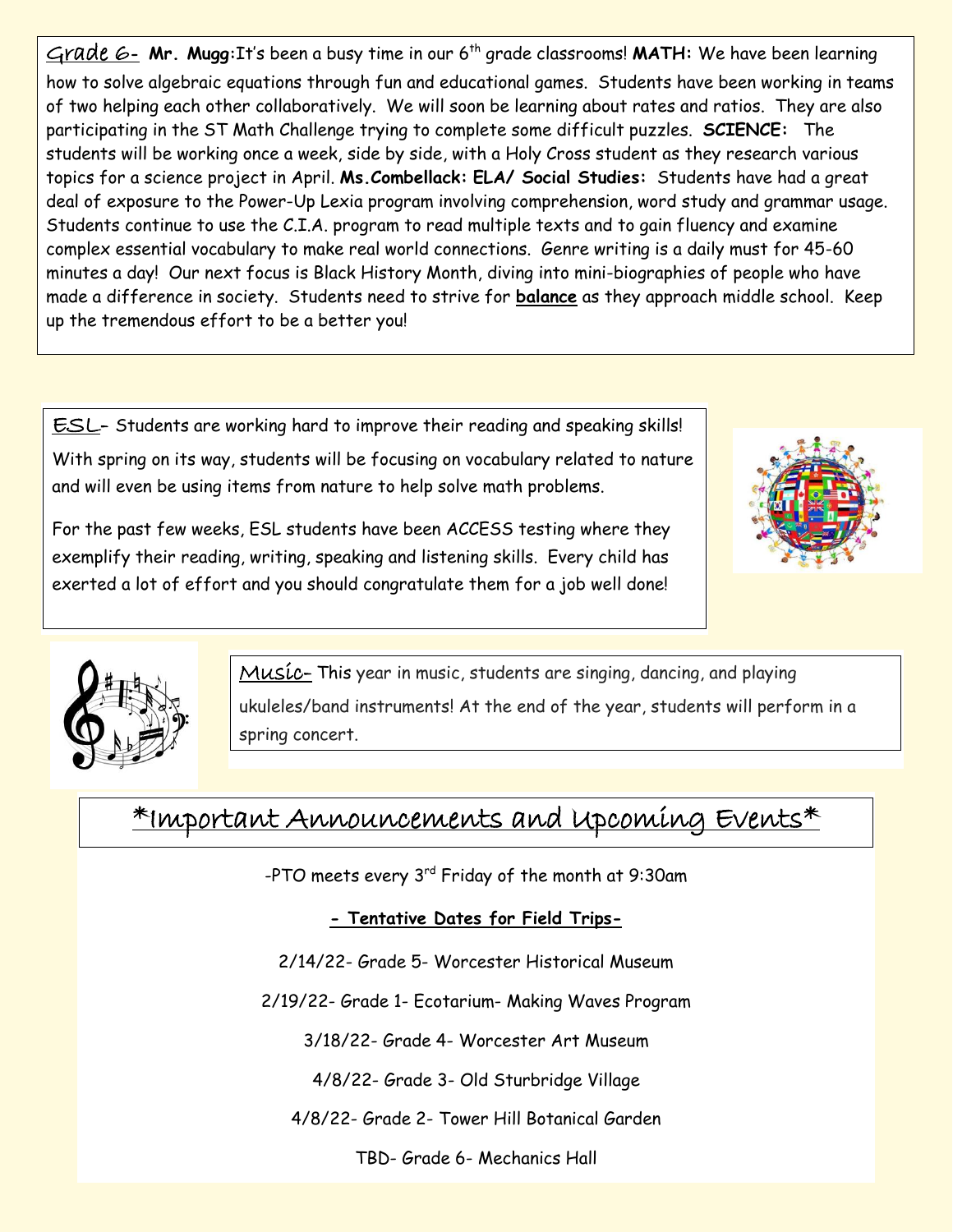Grade 6- **Mr. Mugg:** It's been a busy time in our 6th grade classrooms! **MATH:** We have been learning how to solve algebraic equations through fun and educational games. Students have been working in teams of two helping each other collaboratively. We will soon be learning about rates and ratios. They are also participating in the ST Math Challenge trying to complete some difficult puzzles. **SCIENCE:** The students will be working once a week, side by side, with a Holy Cross student as they research various topics for a science project in April. **Ms.Combellack: ELA/ Social Studies:** Students have had a great deal of exposure to the Power-Up Lexia program involving comprehension, word study and grammar usage. Students continue to use the C.I.A. program to read multiple texts and to gain fluency and examine complex essential vocabulary to make real world connections. Genre writing is a daily must for 45-60 minutes a day! Our next focus is Black History Month, diving into mini-biographies of people who have made a difference in society. Students need to strive for **balance** as they approach middle school. Keep up the tremendous effort to be a better you!

ESL- Students are working hard to improve their reading and speaking skills!

With spring on its way, students will be focusing on vocabulary related to nature and will even be using items from nature to help solve math problems.

For the past few weeks, ESL students have been ACCESS testing where they exemplify their reading, writing, speaking and listening skills. Every child has exerted a lot of effort and you should congratulate them for a job well done!

Music- This year in music, students are singing, dancing, and playing ukuleles/band instruments! At the end of the year, students will perform in a spring concert.

# *Important Announcements and Upcoming Events*

-PTO meets every 3rd Friday of the month at 9:30am

**- Tentative Dates for Field Trips-**

2/14/22- Grade 5- Worcester Historical Museum

2/19/22- Grade 1- Ecotarium- Making Waves Program

3/18/22- Grade 4- Worcester Art Museum

4/8/22- Grade 3- Old Sturbridge Village

4/8/22- Grade 2- Tower Hill Botanical Garden

TBD- Grade 6- Mechanics Hall